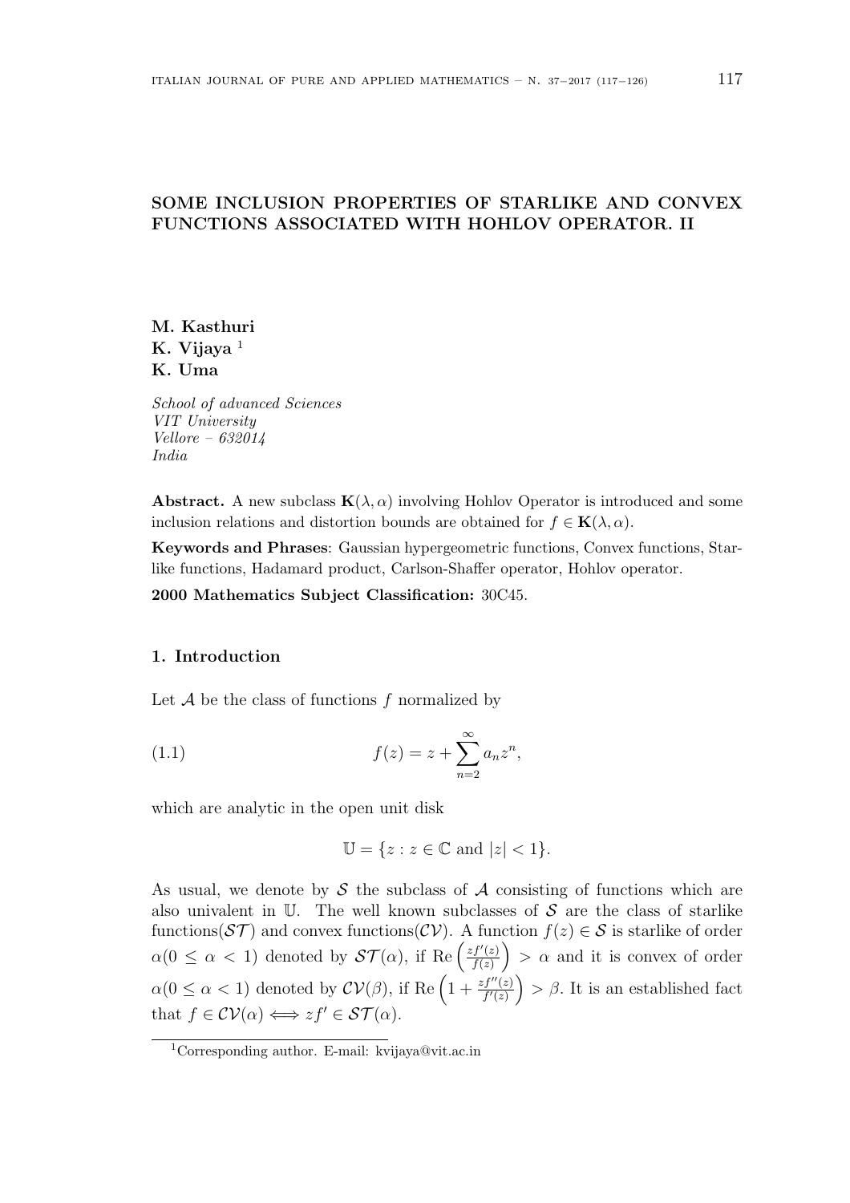# SOME INCLUSION PROPERTIES OF STARLIKE AND CONVEX FUNCTIONS ASSOCIATED WITH HOHLOV OPERATOR. II

**M. Kasthuri**
**K. Vijaya** [1]
**K. Uma**

*School of advanced Sciences*
*VIT University*
*Vellore – 632014*
*India*

**Abstract.** A new subclass $\mathbf{K}(\lambda, \alpha)$ involving Hohlov Operator is introduced and some inclusion relations and distortion bounds are obtained for $f \in \mathbf{K}(\lambda, \alpha)$.

**Keywords and Phrases**: Gaussian hypergeometric functions, Convex functions, Starlike functions, Hadamard product, Carlson-Shaffer operator, Hohlov operator.

**2000 Mathematics Subject Classification:** 30C45.

## 1. Introduction

Let $\mathcal{A}$ be the class of functions $f$ normalized by

$$f(z) = z + \sum_{n=2}^{\infty} a_n z^n, \tag{1.1}$$

which are analytic in the open unit disk

$$\mathbb{U} = \{z : z \in \mathbb{C} \text{ and } |z| < 1\}.$$

As usual, we denote by $\mathcal{S}$ the subclass of $\mathcal{A}$ consisting of functions which are also univalent in $\mathbb{U}$. The well known subclasses of $\mathcal{S}$ are the class of starlike functions($\mathcal{ST}$) and convex functions($\mathcal{CV}$). A function $f(z) \in \mathcal{S}$ is starlike of order $\alpha(0 \leq \alpha < 1)$ denoted by $\mathcal{ST}(\alpha)$, if $\text{Re}\left(\frac{zf'(z)}{f(z)}\right) > \alpha$ and it is convex of order $\alpha(0 \leq \alpha < 1)$ denoted by $\mathcal{CV}(\beta)$, if $\text{Re}\left(1 + \frac{zf''(z)}{f'(z)}\right) > \beta$. It is an established fact that $f \in \mathcal{CV}(\alpha) \Longleftrightarrow zf' \in \mathcal{ST}(\alpha)$.

[1] Corresponding author. E-mail: kvijaya@vit.ac.in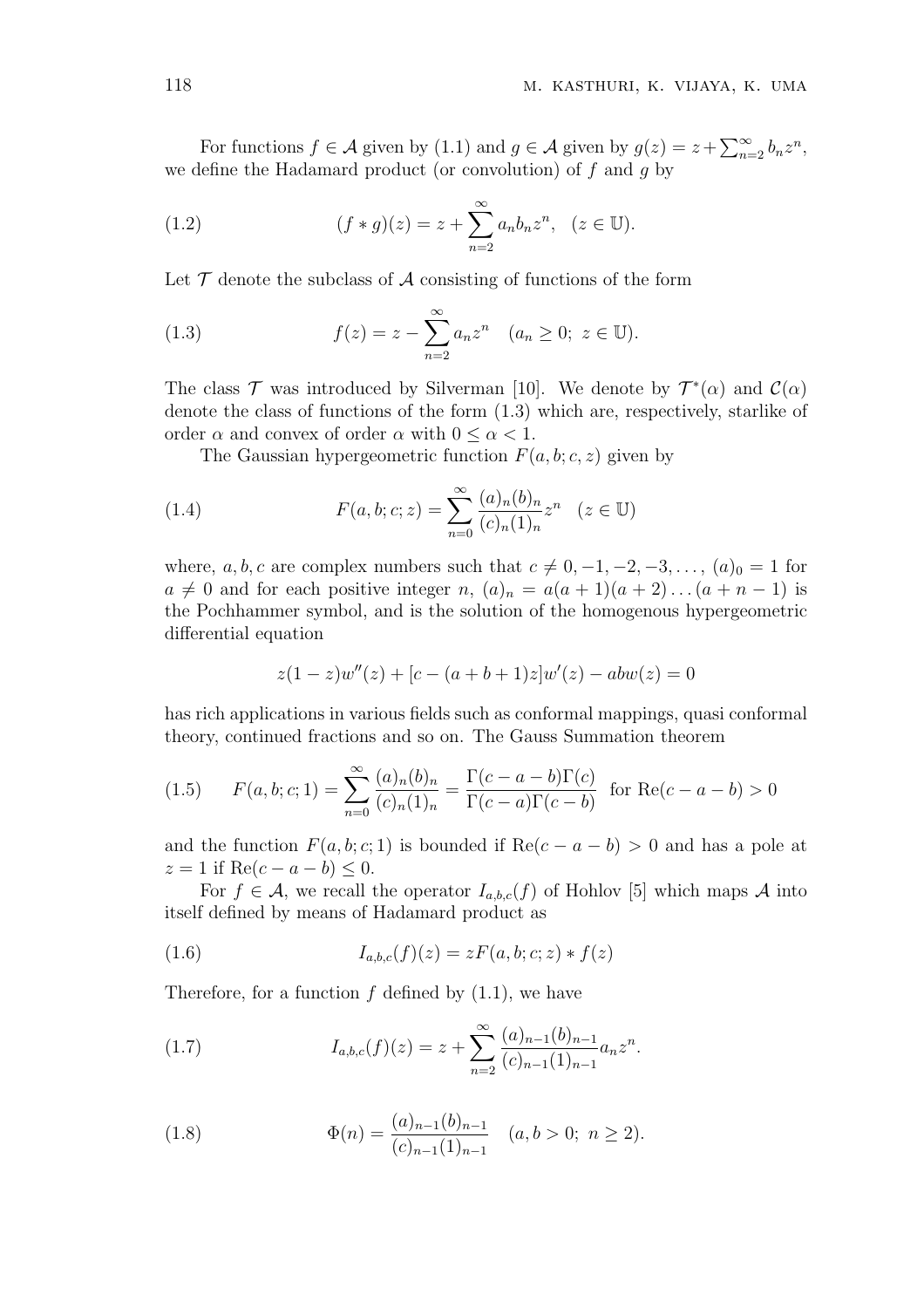For functions $f \in \mathcal{A}$ given by (1.1) and $g \in \mathcal{A}$ given by $g(z) = z + \sum_{n=2}^{\infty} b_n z^n$, we define the Hadamard product (or convolution) of $f$ and $g$ by

$$(f * g)(z) = z + \sum_{n=2}^{\infty} a_n b_n z^n, \quad (z \in \mathbb{U}). \tag{1.2}$$

Let $\mathcal{T}$ denote the subclass of $\mathcal{A}$ consisting of functions of the form

$$f(z) = z - \sum_{n=2}^{\infty} a_n z^n \quad (a_n \geq 0;\ z \in \mathbb{U}). \tag{1.3}$$

The class $\mathcal{T}$ was introduced by Silverman [10]. We denote by $\mathcal{T}^*(\alpha)$ and $\mathcal{C}(\alpha)$ denote the class of functions of the form (1.3) which are, respectively, starlike of order $\alpha$ and convex of order $\alpha$ with $0 \leq \alpha < 1$.

The Gaussian hypergeometric function $F(a, b; c, z)$ given by

$$F(a, b; c; z) = \sum_{n=0}^{\infty} \frac{(a)_n (b)_n}{(c)_n (1)_n} z^n \quad (z \in \mathbb{U}) \tag{1.4}$$

where, $a, b, c$ are complex numbers such that $c \neq 0, -1, -2, -3, \ldots$, $(a)_0 = 1$ for $a \neq 0$ and for each positive integer $n$, $(a)_n = a(a+1)(a+2)\ldots(a+n-1)$ is the Pochhammer symbol, and is the solution of the homogenous hypergeometric differential equation

$$z(1-z)w''(z) + [c - (a+b+1)z]w'(z) - abw(z) = 0$$

has rich applications in various fields such as conformal mappings, quasi conformal theory, continued fractions and so on. The Gauss Summation theorem

$$F(a, b; c; 1) = \sum_{n=0}^{\infty} \frac{(a)_n (b)_n}{(c)_n (1)_n} = \frac{\Gamma(c-a-b)\Gamma(c)}{\Gamma(c-a)\Gamma(c-b)} \ \text{ for } \operatorname{Re}(c-a-b) > 0 \tag{1.5}$$

and the function $F(a, b; c; 1)$ is bounded if $\operatorname{Re}(c-a-b) > 0$ and has a pole at $z = 1$ if $\operatorname{Re}(c-a-b) \leq 0$.

For $f \in \mathcal{A}$, we recall the operator $I_{a,b,c}(f)$ of Hohlov [5] which maps $\mathcal{A}$ into itself defined by means of Hadamard product as

$$I_{a,b,c}(f)(z) = zF(a, b; c; z) * f(z) \tag{1.6}$$

Therefore, for a function $f$ defined by (1.1), we have

$$I_{a,b,c}(f)(z) = z + \sum_{n=2}^{\infty} \frac{(a)_{n-1}(b)_{n-1}}{(c)_{n-1}(1)_{n-1}} a_n z^n. \tag{1.7}$$

$$\Phi(n) = \frac{(a)_{n-1}(b)_{n-1}}{(c)_{n-1}(1)_{n-1}} \quad (a, b > 0;\ n \geq 2). \tag{1.8}$$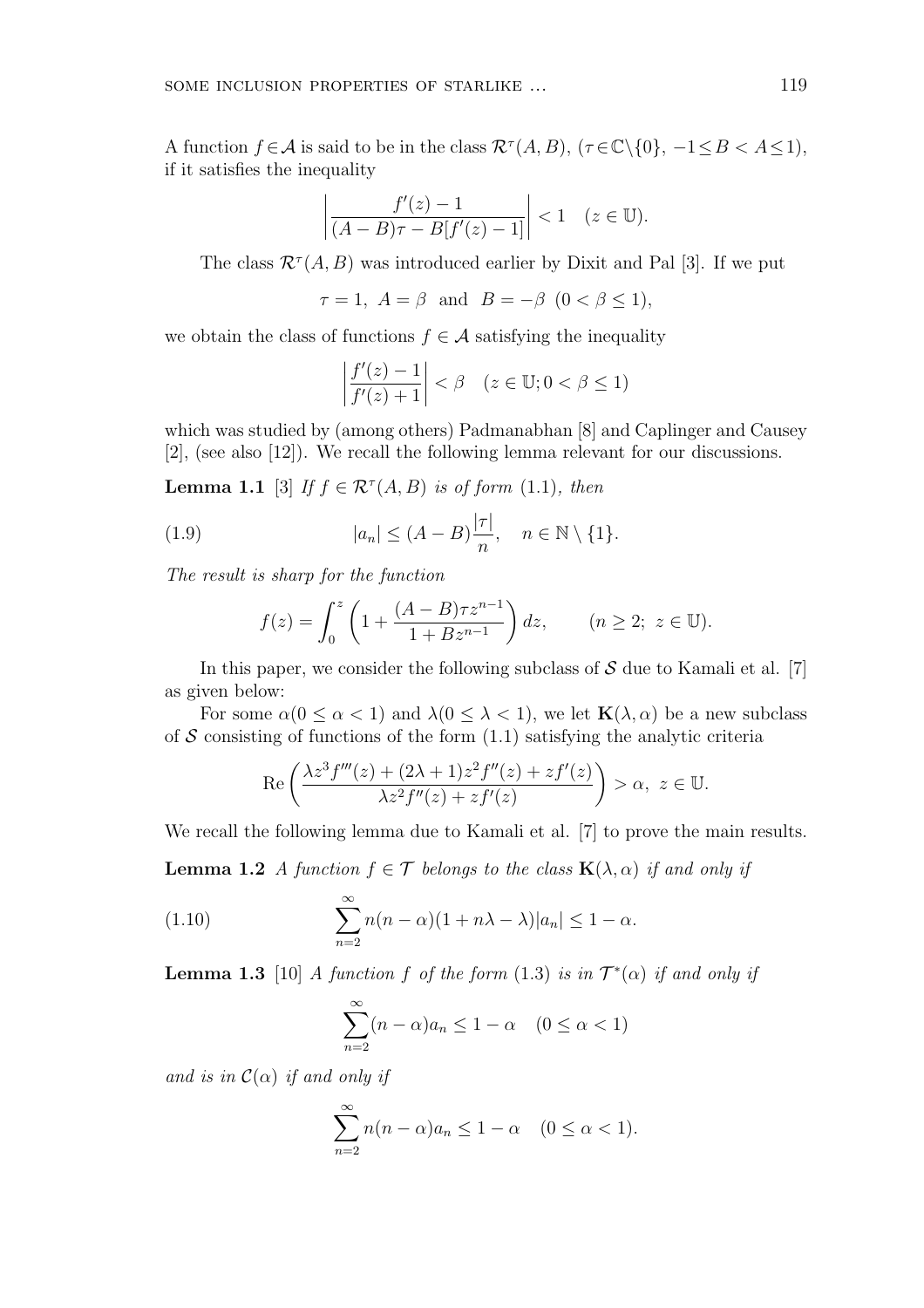A function $f \in \mathcal{A}$ is said to be in the class $\mathcal{R}^\tau(A, B)$, $(\tau \in \mathbb{C} \backslash \{0\}, -1 \leq B < A \leq 1)$, if it satisfies the inequality

$$\left| \frac{f'(z) - 1}{(A - B)\tau - B[f'(z) - 1]} \right| < 1 \quad (z \in \mathbb{U}).$$

The class $\mathcal{R}^\tau(A, B)$ was introduced earlier by Dixit and Pal [3]. If we put

$$\tau = 1, \; A = \beta \; \text{ and } \; B = -\beta \;\; (0 < \beta \leq 1),$$

we obtain the class of functions $f \in \mathcal{A}$ satisfying the inequality

$$\left| \frac{f'(z) - 1}{f'(z) + 1} \right| < \beta \quad (z \in \mathbb{U}; 0 < \beta \leq 1)$$

which was studied by (among others) Padmanabhan [8] and Caplinger and Causey [2], (see also [12]). We recall the following lemma relevant for our discussions.

**Lemma 1.1** [3] *If $f \in \mathcal{R}^\tau(A, B)$ is of form (1.1), then*

$$|a_n| \leq (A - B)\frac{|\tau|}{n}, \quad n \in \mathbb{N} \setminus \{1\}. \tag{1.9}$$

*The result is sharp for the function*

$$f(z) = \int_0^z \left( 1 + \frac{(A - B)\tau z^{n-1}}{1 + Bz^{n-1}} \right) dz, \qquad (n \geq 2; \; z \in \mathbb{U}).$$

In this paper, we consider the following subclass of $\mathcal{S}$ due to Kamali et al. [7] as given below:

For some $\alpha (0 \leq \alpha < 1)$ and $\lambda (0 \leq \lambda < 1)$, we let $\mathbf{K}(\lambda, \alpha)$ be a new subclass of $\mathcal{S}$ consisting of functions of the form (1.1) satisfying the analytic criteria

$$\mathrm{Re}\left( \frac{\lambda z^3 f'''(z) + (2\lambda + 1)z^2 f''(z) + zf'(z)}{\lambda z^2 f''(z) + zf'(z)} \right) > \alpha, \; z \in \mathbb{U}.$$

We recall the following lemma due to Kamali et al. [7] to prove the main results.

**Lemma 1.2** *A function $f \in \mathcal{T}$ belongs to the class $\mathbf{K}(\lambda, \alpha)$ if and only if*

$$\sum_{n=2}^{\infty} n(n - \alpha)(1 + n\lambda - \lambda)|a_n| \leq 1 - \alpha. \tag{1.10}$$

**Lemma 1.3** [10] *A function $f$ of the form (1.3) is in $\mathcal{T}^*(\alpha)$ if and only if*

$$\sum_{n=2}^{\infty} (n - \alpha)a_n \leq 1 - \alpha \quad (0 \leq \alpha < 1)$$

*and is in $\mathcal{C}(\alpha)$ if and only if*

$$\sum_{n=2}^{\infty} n(n - \alpha)a_n \leq 1 - \alpha \quad (0 \leq \alpha < 1).$$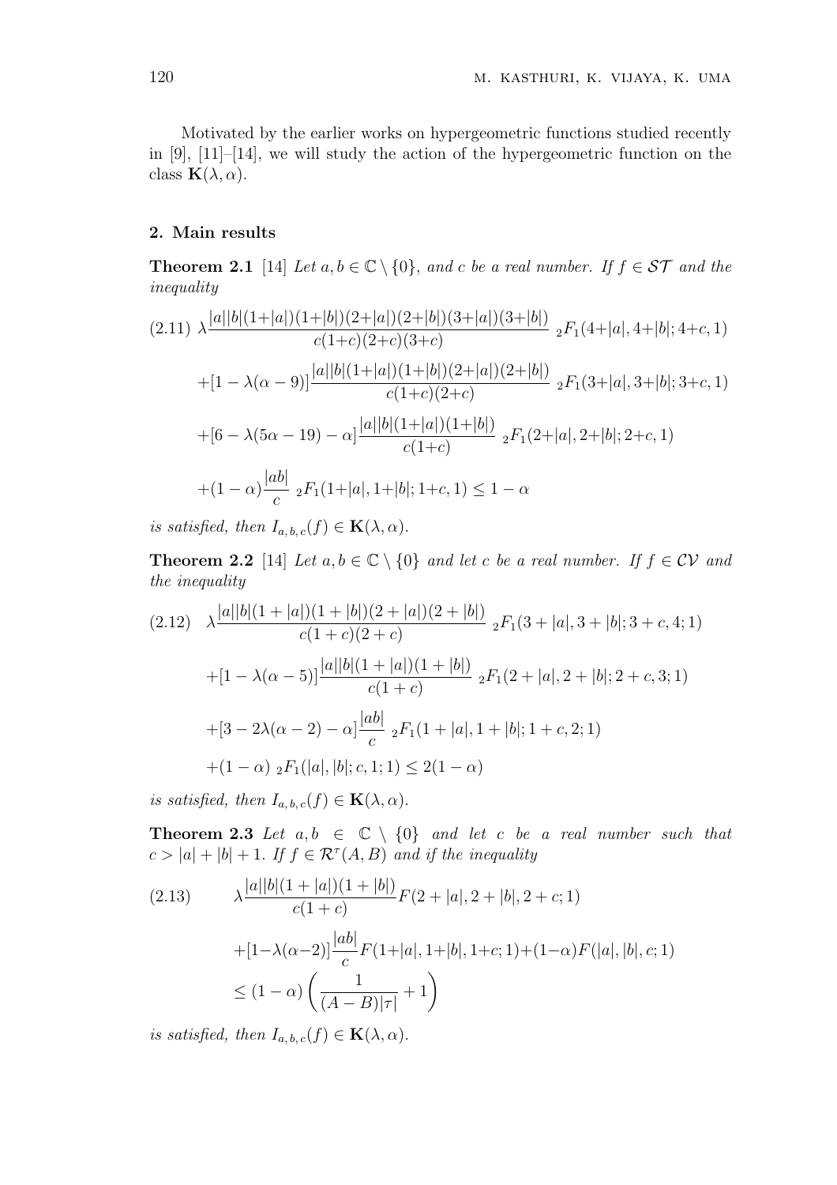Motivated by the earlier works on hypergeometric functions studied recently in [9], [11]–[14], we will study the action of the hypergeometric function on the class $\mathbf{K}(\lambda, \alpha)$.

## 2. Main results

**Theorem 2.1** [14] *Let $a, b \in \mathbb{C} \setminus \{0\}$, and $c$ be a real number. If $f \in \mathcal{ST}$ and the inequality*

$$
\begin{aligned}
(2.11)\quad & \lambda \frac{|a||b|(1+|a|)(1+|b|)(2+|a|)(2+|b|)(3+|a|)(3+|b|)}{c(1+c)(2+c)(3+c)} \ {}_2F_1(4+|a|, 4+|b|; 4+c, 1) \\
& + [1 - \lambda(\alpha - 9)] \frac{|a||b|(1+|a|)(1+|b|)(2+|a|)(2+|b|)}{c(1+c)(2+c)} \ {}_2F_1(3+|a|, 3+|b|; 3+c, 1) \\
& + [6 - \lambda(5\alpha - 19) - \alpha] \frac{|a||b|(1+|a|)(1+|b|)}{c(1+c)} \ {}_2F_1(2+|a|, 2+|b|; 2+c, 1) \\
& + (1 - \alpha) \frac{|ab|}{c} \ {}_2F_1(1+|a|, 1+|b|; 1+c, 1) \leq 1 - \alpha
\end{aligned}
$$

*is satisfied, then $I_{a,b,c}(f) \in \mathbf{K}(\lambda, \alpha)$.*

**Theorem 2.2** [14] *Let $a, b \in \mathbb{C} \setminus \{0\}$ and let $c$ be a real number. If $f \in \mathcal{CV}$ and the inequality*

$$
\begin{aligned}
(2.12)\quad & \lambda \frac{|a||b|(1+|a|)(1+|b|)(2+|a|)(2+|b|)}{c(1+c)(2+c)} \ {}_2F_1(3+|a|, 3+|b|; 3+c, 4; 1) \\
& + [1 - \lambda(\alpha - 5)] \frac{|a||b|(1+|a|)(1+|b|)}{c(1+c)} \ {}_2F_1(2+|a|, 2+|b|; 2+c, 3; 1) \\
& + [3 - 2\lambda(\alpha - 2) - \alpha] \frac{|ab|}{c} \ {}_2F_1(1+|a|, 1+|b|; 1+c, 2; 1) \\
& + (1 - \alpha) \ {}_2F_1(|a|, |b|; c, 1; 1) \leq 2(1 - \alpha)
\end{aligned}
$$

*is satisfied, then $I_{a,b,c}(f) \in \mathbf{K}(\lambda, \alpha)$.*

**Theorem 2.3** *Let $a, b \in \mathbb{C} \setminus \{0\}$ and let $c$ be a real number such that $c > |a| + |b| + 1$. If $f \in \mathcal{R}^{\tau}(A, B)$ and if the inequality*

$$
\begin{aligned}
(2.13)\quad & \lambda \frac{|a||b|(1+|a|)(1+|b|)}{c(1+c)} F(2+|a|, 2+|b|, 2+c; 1) \\
& + [1 - \lambda(\alpha - 2)] \frac{|ab|}{c} F(1+|a|, 1+|b|, 1+c; 1) + (1-\alpha) F(|a|, |b|, c; 1) \\
& \leq (1 - \alpha) \left( \frac{1}{(A-B)|\tau|} + 1 \right)
\end{aligned}
$$

*is satisfied, then $I_{a,b,c}(f) \in \mathbf{K}(\lambda, \alpha)$.*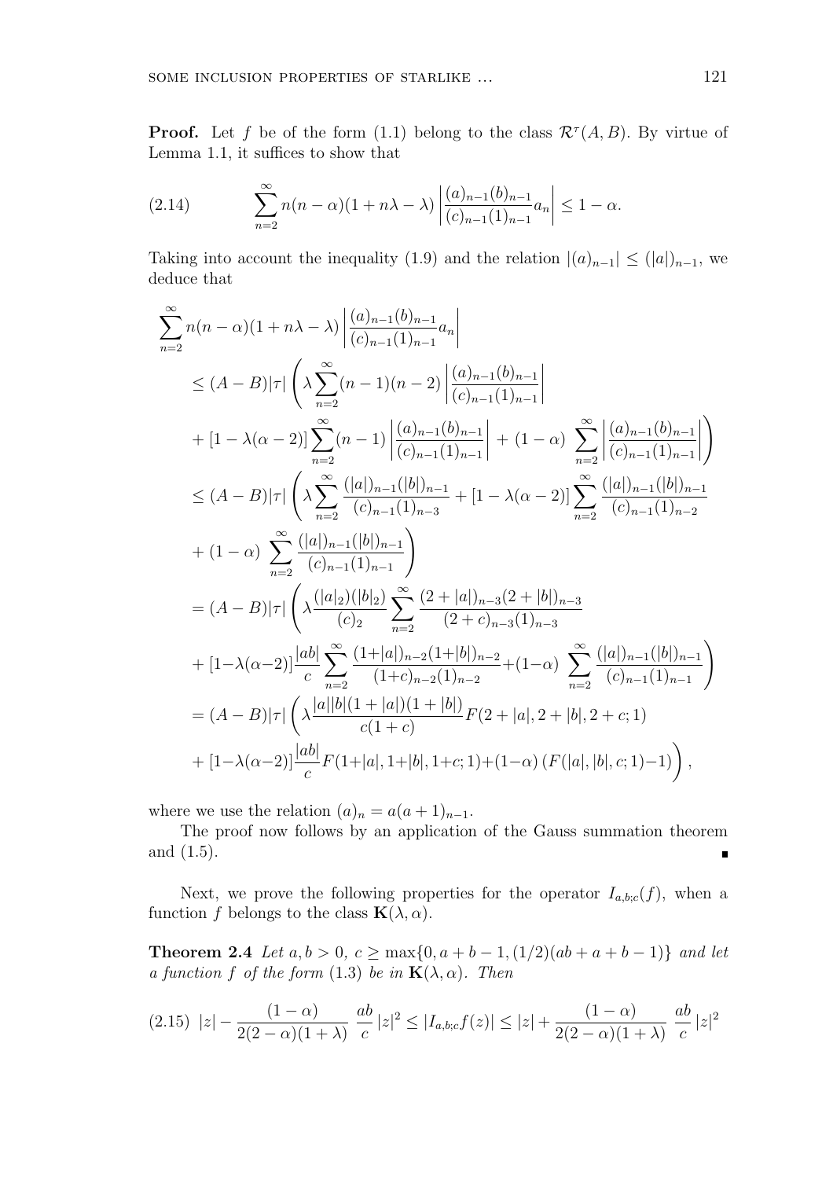**Proof.** Let $f$ be of the form (1.1) belong to the class $\mathcal{R}^\tau(A,B)$. By virtue of Lemma 1.1, it suffices to show that

$$\sum_{n=2}^{\infty} n(n-\alpha)(1+n\lambda-\lambda)\left|\frac{(a)_{n-1}(b)_{n-1}}{(c)_{n-1}(1)_{n-1}}a_n\right| \le 1-\alpha. \tag{2.14}$$

Taking into account the inequality (1.9) and the relation $|(a)_{n-1}| \le (|a|)_{n-1}$, we deduce that

$$\begin{aligned}
&\sum_{n=2}^{\infty} n(n-\alpha)(1+n\lambda-\lambda)\left|\frac{(a)_{n-1}(b)_{n-1}}{(c)_{n-1}(1)_{n-1}}a_n\right| \\
&\le (A-B)|\tau|\left(\lambda\sum_{n=2}^{\infty}(n-1)(n-2)\left|\frac{(a)_{n-1}(b)_{n-1}}{(c)_{n-1}(1)_{n-1}}\right|\right. \\
&\quad \left. + [1-\lambda(\alpha-2)]\sum_{n=2}^{\infty}(n-1)\left|\frac{(a)_{n-1}(b)_{n-1}}{(c)_{n-1}(1)_{n-1}}\right| + (1-\alpha)\sum_{n=2}^{\infty}\left|\frac{(a)_{n-1}(b)_{n-1}}{(c)_{n-1}(1)_{n-1}}\right|\right) \\
&\le (A-B)|\tau|\left(\lambda\sum_{n=2}^{\infty}\frac{(|a|)_{n-1}(|b|)_{n-1}}{(c)_{n-1}(1)_{n-3}} + [1-\lambda(\alpha-2)]\sum_{n=2}^{\infty}\frac{(|a|)_{n-1}(|b|)_{n-1}}{(c)_{n-1}(1)_{n-2}}\right. \\
&\quad \left. + (1-\alpha)\sum_{n=2}^{\infty}\frac{(|a|)_{n-1}(|b|)_{n-1}}{(c)_{n-1}(1)_{n-1}}\right) \\
&= (A-B)|\tau|\left(\lambda\frac{(|a|_2)(|b|_2)}{(c)_2}\sum_{n=2}^{\infty}\frac{(2+|a|)_{n-3}(2+|b|)_{n-3}}{(2+c)_{n-3}(1)_{n-3}}\right. \\
&\quad \left. + [1-\lambda(\alpha-2)]\frac{|ab|}{c}\sum_{n=2}^{\infty}\frac{(1+|a|)_{n-2}(1+|b|)_{n-2}}{(1+c)_{n-2}(1)_{n-2}} + (1-\alpha)\sum_{n=2}^{\infty}\frac{(|a|)_{n-1}(|b|)_{n-1}}{(c)_{n-1}(1)_{n-1}}\right) \\
&= (A-B)|\tau|\left(\lambda\frac{|a||b|(1+|a|)(1+|b|)}{c(1+c)}F(2+|a|,2+|b|,2+c;1)\right. \\
&\quad \left. + [1-\lambda(\alpha-2)]\frac{|ab|}{c}F(1+|a|,1+|b|,1+c;1) + (1-\alpha)\left(F(|a|,|b|,c;1)-1\right)\right),
\end{aligned}$$

where we use the relation $(a)_n = a(a+1)_{n-1}$.

The proof now follows by an application of the Gauss summation theorem and (1.5). ∎

Next, we prove the following properties for the operator $I_{a,b;c}(f)$, when a function $f$ belongs to the class $\mathbf{K}(\lambda,\alpha)$.

**Theorem 2.4** *Let $a,b>0$, $c \ge \max\{0, a+b-1, (1/2)(ab+a+b-1)\}$ and let a function $f$ of the form (1.3) be in $\mathbf{K}(\lambda,\alpha)$. Then*

$$|z| - \frac{(1-\alpha)}{2(2-\alpha)(1+\lambda)}\ \frac{ab}{c}\,|z|^2 \le |I_{a,b;c}f(z)| \le |z| + \frac{(1-\alpha)}{2(2-\alpha)(1+\lambda)}\ \frac{ab}{c}\,|z|^2 \tag{2.15}$$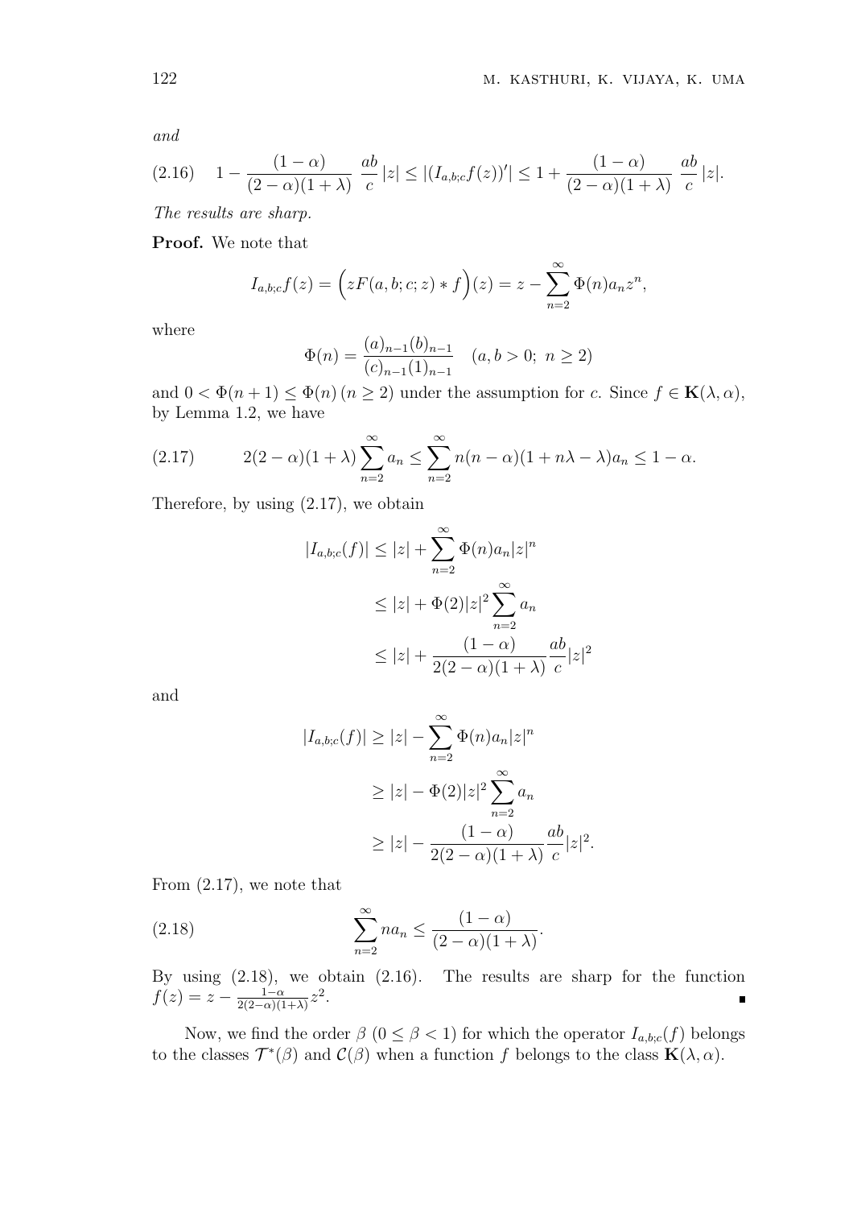*and*

$$1 - \frac{(1-\alpha)}{(2-\alpha)(1+\lambda)}\ \frac{ab}{c}\,|z| \le |(I_{a,b;c}f(z))'| \le 1 + \frac{(1-\alpha)}{(2-\alpha)(1+\lambda)}\ \frac{ab}{c}\,|z|. \tag{2.16}$$

*The results are sharp.*

**Proof.** We note that

$$I_{a,b;c}f(z) = \Big(zF(a,b;c;z) * f\Big)(z) = z - \sum_{n=2}^{\infty} \Phi(n) a_n z^n,$$

where

$$\Phi(n) = \frac{(a)_{n-1}(b)_{n-1}}{(c)_{n-1}(1)_{n-1}} \quad (a, b > 0;\ n \ge 2)$$

and $0 < \Phi(n+1) \le \Phi(n)\,(n \ge 2)$ under the assumption for $c$. Since $f \in \mathbf{K}(\lambda, \alpha)$, by Lemma 1.2, we have

$$2(2-\alpha)(1+\lambda)\sum_{n=2}^{\infty} a_n \le \sum_{n=2}^{\infty} n(n-\alpha)(1+n\lambda-\lambda)a_n \le 1-\alpha. \tag{2.17}$$

Therefore, by using (2.17), we obtain

$$\begin{aligned}
|I_{a,b;c}(f)| &\le |z| + \sum_{n=2}^{\infty} \Phi(n) a_n |z|^n \\
&\le |z| + \Phi(2)|z|^2 \sum_{n=2}^{\infty} a_n \\
&\le |z| + \frac{(1-\alpha)}{2(2-\alpha)(1+\lambda)}\frac{ab}{c}|z|^2
\end{aligned}$$

and

$$\begin{aligned}
|I_{a,b;c}(f)| &\ge |z| - \sum_{n=2}^{\infty} \Phi(n) a_n |z|^n \\
&\ge |z| - \Phi(2)|z|^2 \sum_{n=2}^{\infty} a_n \\
&\ge |z| - \frac{(1-\alpha)}{2(2-\alpha)(1+\lambda)}\frac{ab}{c}|z|^2.
\end{aligned}$$

From (2.17), we note that

$$\sum_{n=2}^{\infty} n a_n \le \frac{(1-\alpha)}{(2-\alpha)(1+\lambda)}. \tag{2.18}$$

By using (2.18), we obtain (2.16). The results are sharp for the function $f(z) = z - \frac{1-\alpha}{2(2-\alpha)(1+\lambda)}z^2$. ∎

Now, we find the order $\beta$ $(0 \le \beta < 1)$ for which the operator $I_{a,b;c}(f)$ belongs to the classes $\mathcal{T}^*(\beta)$ and $\mathcal{C}(\beta)$ when a function $f$ belongs to the class $\mathbf{K}(\lambda, \alpha)$.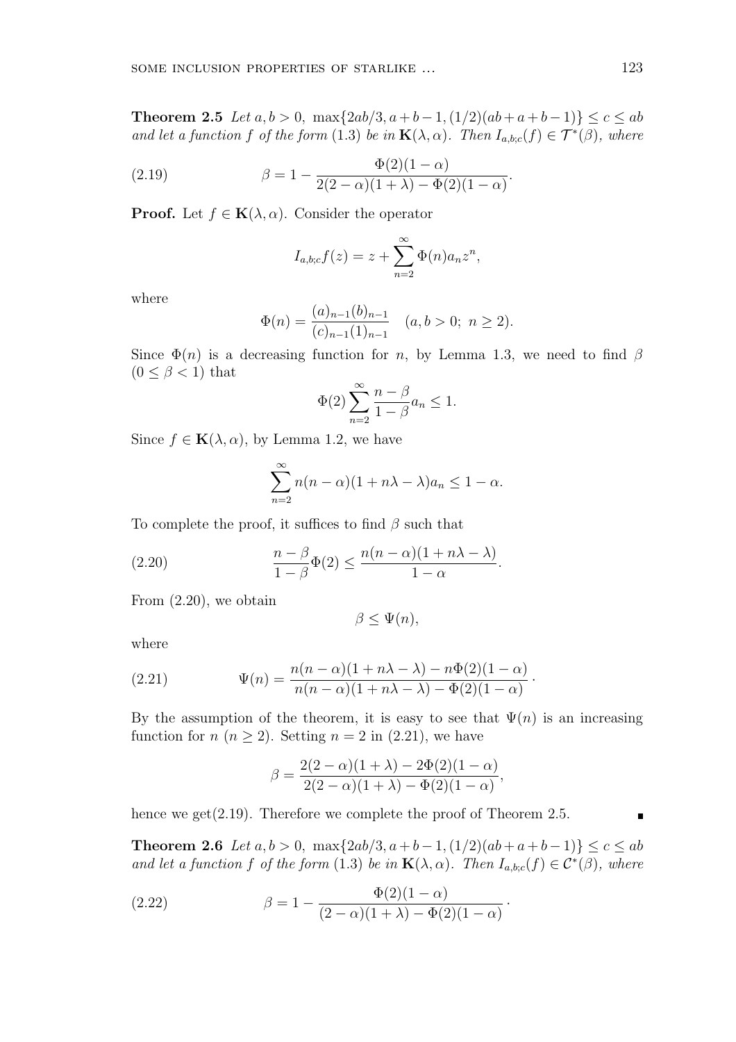**Theorem 2.5** *Let $a, b > 0$, $\max\{2ab/3, a+b-1, (1/2)(ab+a+b-1)\} \leq c \leq ab$ and let a function $f$ of the form (1.3) be in $\mathbf{K}(\lambda, \alpha)$. Then $I_{a,b;c}(f) \in \mathcal{T}^*(\beta)$, where*

$$\beta = 1 - \frac{\Phi(2)(1-\alpha)}{2(2-\alpha)(1+\lambda) - \Phi(2)(1-\alpha)}. \tag{2.19}$$

**Proof.** Let $f \in \mathbf{K}(\lambda, \alpha)$. Consider the operator

$$I_{a,b;c}f(z) = z + \sum_{n=2}^{\infty} \Phi(n) a_n z^n,$$

where

$$\Phi(n) = \frac{(a)_{n-1}(b)_{n-1}}{(c)_{n-1}(1)_{n-1}} \quad (a, b > 0;\ n \geq 2).$$

Since $\Phi(n)$ is a decreasing function for $n$, by Lemma 1.3, we need to find $\beta$ $(0 \leq \beta < 1)$ that

$$\Phi(2) \sum_{n=2}^{\infty} \frac{n-\beta}{1-\beta} a_n \leq 1.$$

Since $f \in \mathbf{K}(\lambda, \alpha)$, by Lemma 1.2, we have

$$\sum_{n=2}^{\infty} n(n-\alpha)(1+n\lambda-\lambda) a_n \leq 1-\alpha.$$

To complete the proof, it suffices to find $\beta$ such that

$$\frac{n-\beta}{1-\beta}\Phi(2) \leq \frac{n(n-\alpha)(1+n\lambda-\lambda)}{1-\alpha}. \tag{2.20}$$

From (2.20), we obtain

$$\beta \leq \Psi(n),$$

where

$$\Psi(n) = \frac{n(n-\alpha)(1+n\lambda-\lambda) - n\Phi(2)(1-\alpha)}{n(n-\alpha)(1+n\lambda-\lambda) - \Phi(2)(1-\alpha)}. \tag{2.21}$$

By the assumption of the theorem, it is easy to see that $\Psi(n)$ is an increasing function for $n$ $(n \geq 2)$. Setting $n = 2$ in (2.21), we have

$$\beta = \frac{2(2-\alpha)(1+\lambda) - 2\Phi(2)(1-\alpha)}{2(2-\alpha)(1+\lambda) - \Phi(2)(1-\alpha)},$$

hence we get(2.19). Therefore we complete the proof of Theorem 2.5. ∎

**Theorem 2.6** *Let $a, b > 0$, $\max\{2ab/3, a+b-1, (1/2)(ab+a+b-1)\} \leq c \leq ab$ and let a function $f$ of the form (1.3) be in $\mathbf{K}(\lambda, \alpha)$. Then $I_{a,b;c}(f) \in \mathcal{C}^*(\beta)$, where*

$$\beta = 1 - \frac{\Phi(2)(1-\alpha)}{(2-\alpha)(1+\lambda) - \Phi(2)(1-\alpha)}. \tag{2.22}$$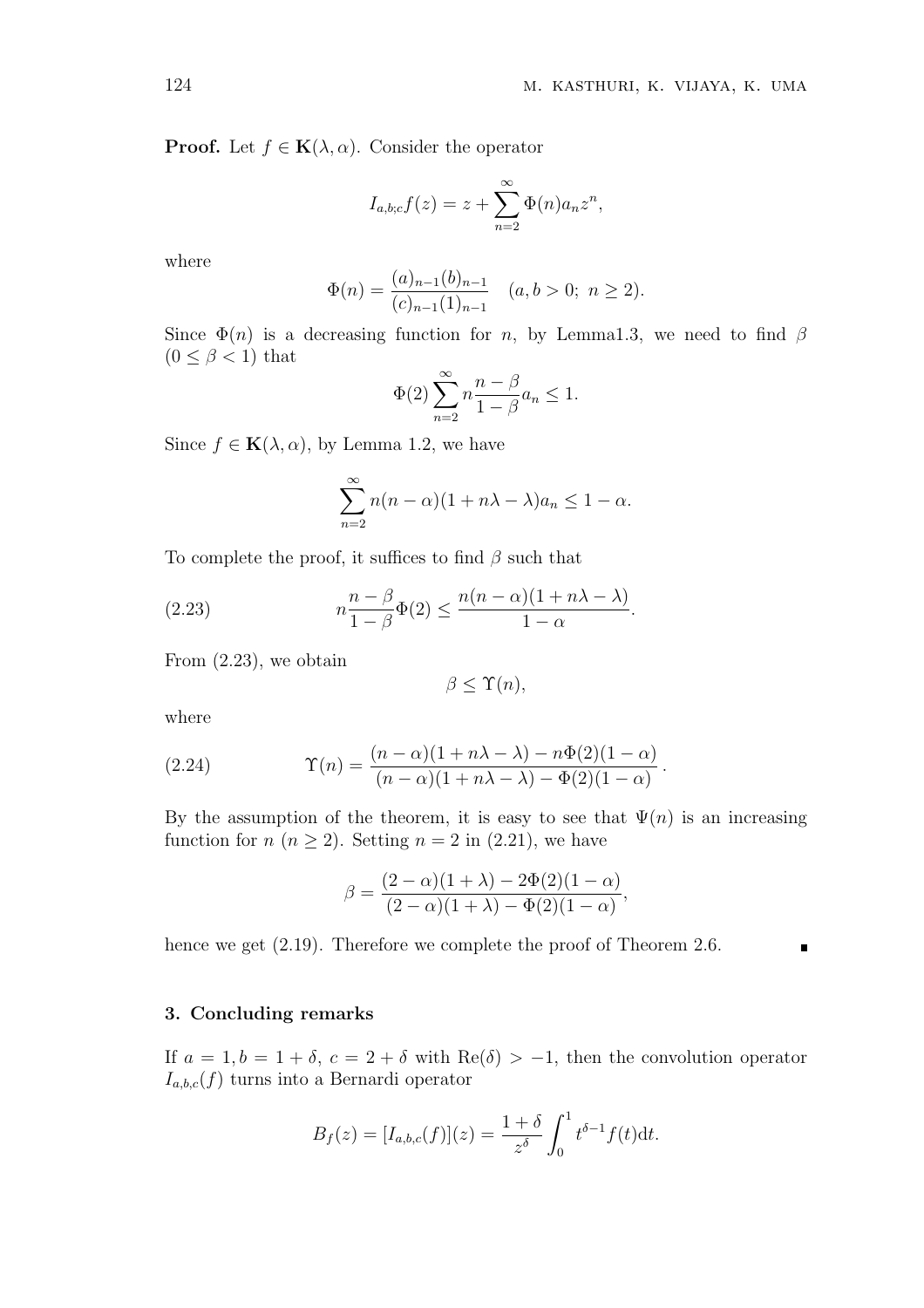**Proof.** Let $f \in \mathbf{K}(\lambda, \alpha)$. Consider the operator

$$I_{a,b;c}f(z) = z + \sum_{n=2}^{\infty} \Phi(n) a_n z^n,$$

where

$$\Phi(n) = \frac{(a)_{n-1}(b)_{n-1}}{(c)_{n-1}(1)_{n-1}} \quad (a, b > 0;\ n \geq 2).$$

Since $\Phi(n)$ is a decreasing function for $n$, by Lemma1.3, we need to find $\beta$ $(0 \leq \beta < 1)$ that

$$\Phi(2) \sum_{n=2}^{\infty} n \frac{n - \beta}{1 - \beta} a_n \leq 1.$$

Since $f \in \mathbf{K}(\lambda, \alpha)$, by Lemma 1.2, we have

$$\sum_{n=2}^{\infty} n(n - \alpha)(1 + n\lambda - \lambda) a_n \leq 1 - \alpha.$$

To complete the proof, it suffices to find $\beta$ such that

$$n \frac{n - \beta}{1 - \beta} \Phi(2) \leq \frac{n(n - \alpha)(1 + n\lambda - \lambda)}{1 - \alpha}. \tag{2.23}$$

From (2.23), we obtain

$$\beta \leq \Upsilon(n),$$

where

$$\Upsilon(n) = \frac{(n - \alpha)(1 + n\lambda - \lambda) - n\Phi(2)(1 - \alpha)}{(n - \alpha)(1 + n\lambda - \lambda) - \Phi(2)(1 - \alpha)}. \tag{2.24}$$

By the assumption of the theorem, it is easy to see that $\Psi(n)$ is an increasing function for $n$ $(n \geq 2)$. Setting $n = 2$ in (2.21), we have

$$\beta = \frac{(2 - \alpha)(1 + \lambda) - 2\Phi(2)(1 - \alpha)}{(2 - \alpha)(1 + \lambda) - \Phi(2)(1 - \alpha)},$$

hence we get (2.19). Therefore we complete the proof of Theorem 2.6. ∎

## 3. Concluding remarks

If $a = 1, b = 1 + \delta,\ c = 2 + \delta$ with $\mathrm{Re}(\delta) > -1$, then the convolution operator $I_{a,b,c}(f)$ turns into a Bernardi operator

$$B_f(z) = [I_{a,b,c}(f)](z) = \frac{1 + \delta}{z^{\delta}} \int_0^1 t^{\delta - 1} f(t) \mathrm{d}t.$$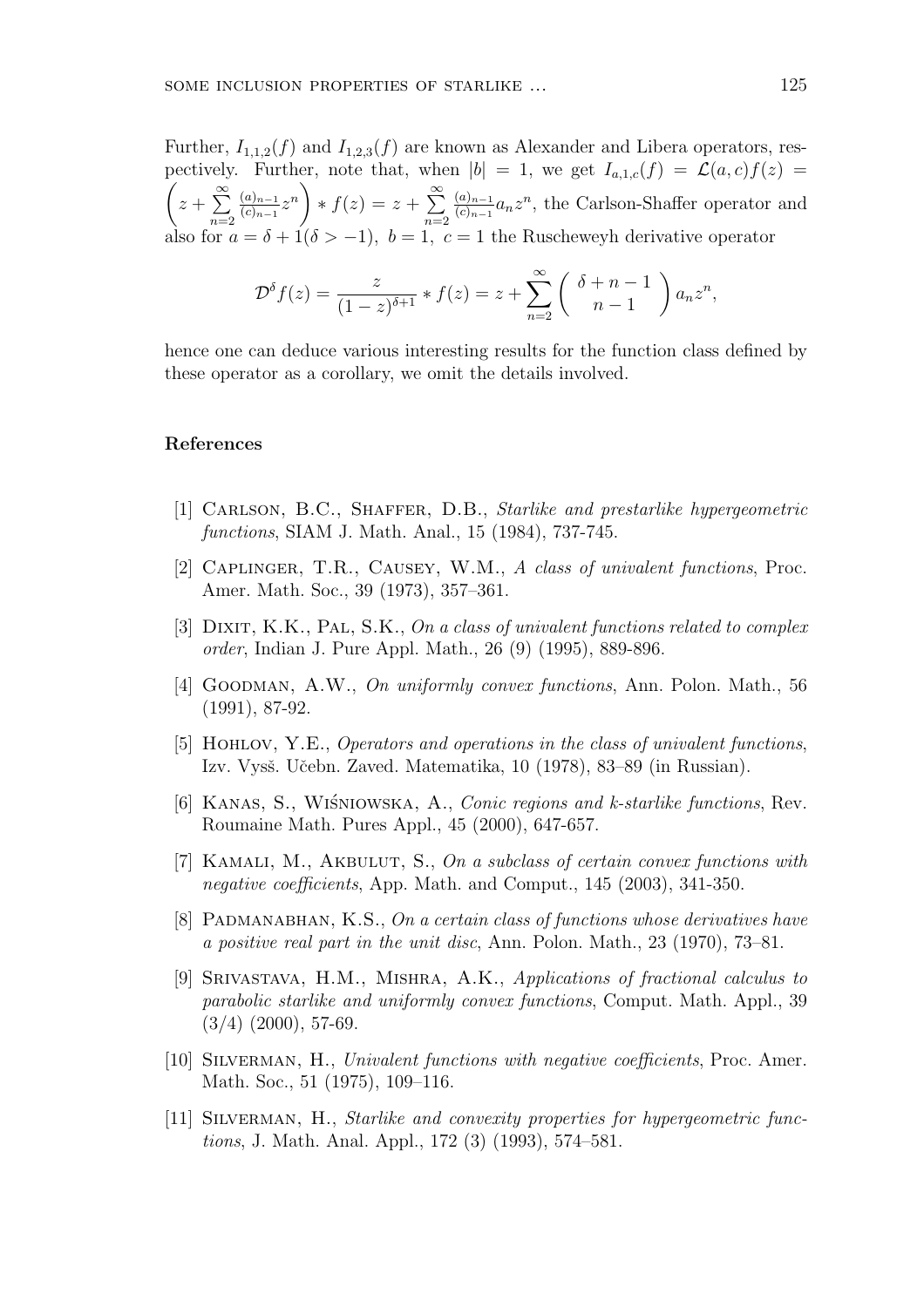Further, $I_{1,1,2}(f)$ and $I_{1,2,3}(f)$ are known as Alexander and Libera operators, respectively. Further, note that, when $|b| = 1$, we get $I_{a,1,c}(f) = \mathcal{L}(a,c)f(z) = \left(z + \sum_{n=2}^{\infty} \frac{(a)_{n-1}}{(c)_{n-1}} z^n\right) * f(z) = z + \sum_{n=2}^{\infty} \frac{(a)_{n-1}}{(c)_{n-1}} a_n z^n$, the Carlson-Shaffer operator and also for $a = \delta + 1 (\delta > -1),\ b = 1,\ c = 1$ the Ruscheweyh derivative operator

$$\mathcal{D}^{\delta} f(z) = \frac{z}{(1-z)^{\delta+1}} * f(z) = z + \sum_{n=2}^{\infty} \left( \begin{array}{c} \delta + n - 1 \\ n - 1 \end{array} \right) a_n z^n,$$

hence one can deduce various interesting results for the function class defined by these operator as a corollary, we omit the details involved.

## References

[1] Carlson, B.C., Shaffer, D.B., *Starlike and prestarlike hypergeometric functions*, SIAM J. Math. Anal., 15 (1984), 737-745.

[2] Caplinger, T.R., Causey, W.M., *A class of univalent functions*, Proc. Amer. Math. Soc., 39 (1973), 357–361.

[3] Dixit, K.K., Pal, S.K., *On a class of univalent functions related to complex order*, Indian J. Pure Appl. Math., 26 (9) (1995), 889-896.

[4] Goodman, A.W., *On uniformly convex functions*, Ann. Polon. Math., 56 (1991), 87-92.

[5] Hohlov, Y.E., *Operators and operations in the class of univalent functions*, Izv. Vysš. Učebn. Zaved. Matematika, 10 (1978), 83–89 (in Russian).

[6] Kanas, S., Wiśniowska, A., *Conic regions and k-starlike functions*, Rev. Roumaine Math. Pures Appl., 45 (2000), 647-657.

[7] Kamali, M., Akbulut, S., *On a subclass of certain convex functions with negative coefficients*, App. Math. and Comput., 145 (2003), 341-350.

[8] Padmanabhan, K.S., *On a certain class of functions whose derivatives have a positive real part in the unit disc*, Ann. Polon. Math., 23 (1970), 73–81.

[9] Srivastava, H.M., Mishra, A.K., *Applications of fractional calculus to parabolic starlike and uniformly convex functions*, Comput. Math. Appl., 39 (3/4) (2000), 57-69.

[10] Silverman, H., *Univalent functions with negative coefficients*, Proc. Amer. Math. Soc., 51 (1975), 109–116.

[11] Silverman, H., *Starlike and convexity properties for hypergeometric functions*, J. Math. Anal. Appl., 172 (3) (1993), 574–581.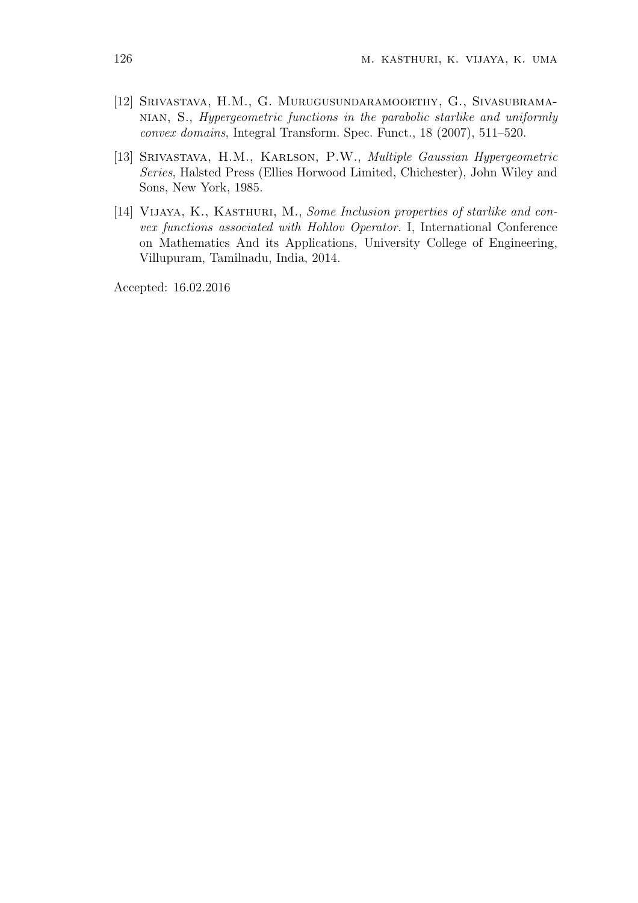[12] Srivastava, H.M., G. Murugusundaramoorthy, G., Sivasubramanian, S., *Hypergeometric functions in the parabolic starlike and uniformly convex domains*, Integral Transform. Spec. Funct., 18 (2007), 511–520.

[13] Srivastava, H.M., Karlson, P.W., *Multiple Gaussian Hypergeometric Series*, Halsted Press (Ellies Horwood Limited, Chichester), John Wiley and Sons, New York, 1985.

[14] Vijaya, K., Kasthuri, M., *Some Inclusion properties of starlike and convex functions associated with Hohlov Operator.* I, International Conference on Mathematics And its Applications, University College of Engineering, Villupuram, Tamilnadu, India, 2014.

Accepted: 16.02.2016